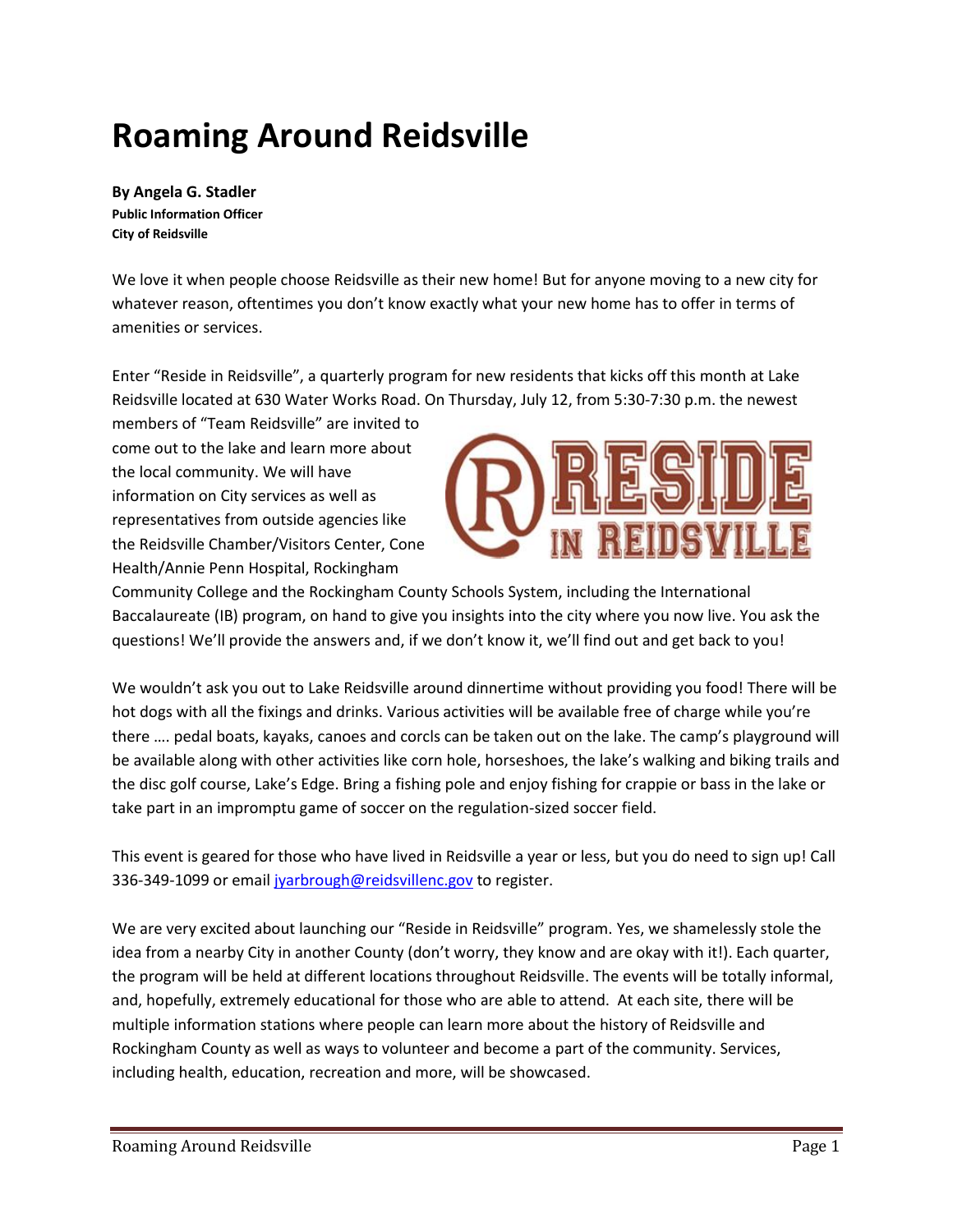# Roaming Around Reidsville

**By Angela G. Stadler**
**Public Information Officer**
**City of Reidsville**

We love it when people choose Reidsville as their new home! But for anyone moving to a new city for whatever reason, oftentimes you don't know exactly what your new home has to offer in terms of amenities or services.

Enter "Reside in Reidsville", a quarterly program for new residents that kicks off this month at Lake Reidsville located at 630 Water Works Road. On Thursday, July 12, from 5:30-7:30 p.m. the newest members of "Team Reidsville" are invited to come out to the lake and learn more about the local community. We will have information on City services as well as representatives from outside agencies like the Reidsville Chamber/Visitors Center, Cone Health/Annie Penn Hospital, Rockingham Community College and the Rockingham County Schools System, including the International Baccalaureate (IB) program, on hand to give you insights into the city where you now live. You ask the questions! We'll provide the answers and, if we don't know it, we'll find out and get back to you!

We wouldn't ask you out to Lake Reidsville around dinnertime without providing you food! There will be hot dogs with all the fixings and drinks. Various activities will be available free of charge while you're there …. pedal boats, kayaks, canoes and corcls can be taken out on the lake. The camp's playground will be available along with other activities like corn hole, horseshoes, the lake's walking and biking trails and the disc golf course, Lake's Edge. Bring a fishing pole and enjoy fishing for crappie or bass in the lake or take part in an impromptu game of soccer on the regulation-sized soccer field.

This event is geared for those who have lived in Reidsville a year or less, but you do need to sign up! Call 336-349-1099 or email jyarbrough@reidsvillenc.gov to register.

We are very excited about launching our "Reside in Reidsville" program. Yes, we shamelessly stole the idea from a nearby City in another County (don't worry, they know and are okay with it!). Each quarter, the program will be held at different locations throughout Reidsville. The events will be totally informal, and, hopefully, extremely educational for those who are able to attend. At each site, there will be multiple information stations where people can learn more about the history of Reidsville and Rockingham County as well as ways to volunteer and become a part of the community. Services, including health, education, recreation and more, will be showcased.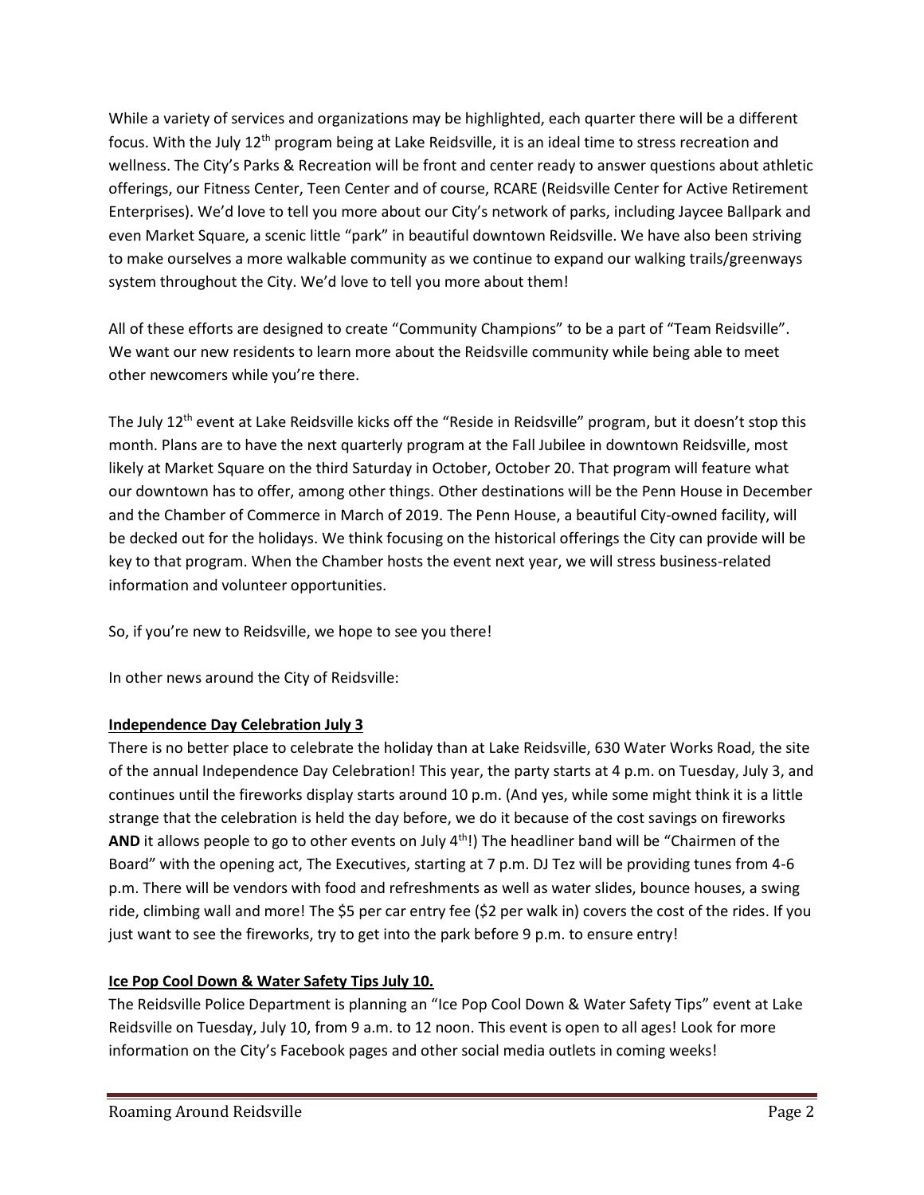While a variety of services and organizations may be highlighted, each quarter there will be a different focus. With the July 12th program being at Lake Reidsville, it is an ideal time to stress recreation and wellness. The City's Parks & Recreation will be front and center ready to answer questions about athletic offerings, our Fitness Center, Teen Center and of course, RCARE (Reidsville Center for Active Retirement Enterprises). We'd love to tell you more about our City's network of parks, including Jaycee Ballpark and even Market Square, a scenic little "park" in beautiful downtown Reidsville. We have also been striving to make ourselves a more walkable community as we continue to expand our walking trails/greenways system throughout the City. We'd love to tell you more about them!

All of these efforts are designed to create "Community Champions" to be a part of "Team Reidsville". We want our new residents to learn more about the Reidsville community while being able to meet other newcomers while you're there.

The July 12th event at Lake Reidsville kicks off the "Reside in Reidsville" program, but it doesn't stop this month. Plans are to have the next quarterly program at the Fall Jubilee in downtown Reidsville, most likely at Market Square on the third Saturday in October, October 20. That program will feature what our downtown has to offer, among other things. Other destinations will be the Penn House in December and the Chamber of Commerce in March of 2019. The Penn House, a beautiful City-owned facility, will be decked out for the holidays. We think focusing on the historical offerings the City can provide will be key to that program. When the Chamber hosts the event next year, we will stress business-related information and volunteer opportunities.

So, if you're new to Reidsville, we hope to see you there!

In other news around the City of Reidsville:

**Independence Day Celebration July 3**

There is no better place to celebrate the holiday than at Lake Reidsville, 630 Water Works Road, the site of the annual Independence Day Celebration! This year, the party starts at 4 p.m. on Tuesday, July 3, and continues until the fireworks display starts around 10 p.m. (And yes, while some might think it is a little strange that the celebration is held the day before, we do it because of the cost savings on fireworks **AND** it allows people to go to other events on July 4th!) The headliner band will be "Chairmen of the Board" with the opening act, The Executives, starting at 7 p.m. DJ Tez will be providing tunes from 4-6 p.m. There will be vendors with food and refreshments as well as water slides, bounce houses, a swing ride, climbing wall and more! The $5 per car entry fee ($2 per walk in) covers the cost of the rides. If you just want to see the fireworks, try to get into the park before 9 p.m. to ensure entry!

**Ice Pop Cool Down & Water Safety Tips July 10.**

The Reidsville Police Department is planning an "Ice Pop Cool Down & Water Safety Tips" event at Lake Reidsville on Tuesday, July 10, from 9 a.m. to 12 noon. This event is open to all ages! Look for more information on the City's Facebook pages and other social media outlets in coming weeks!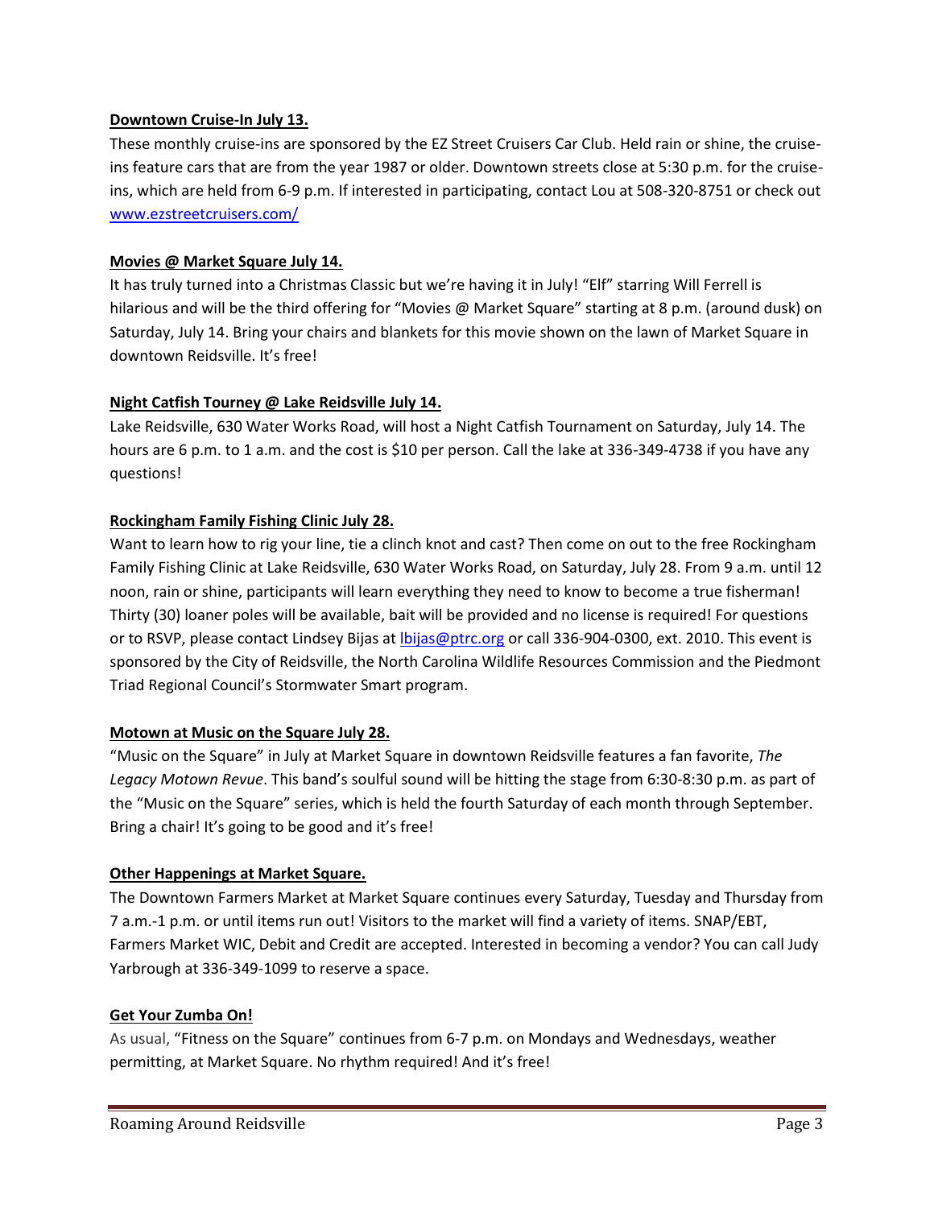**Downtown Cruise-In July 13.**

These monthly cruise-ins are sponsored by the EZ Street Cruisers Car Club. Held rain or shine, the cruise-ins feature cars that are from the year 1987 or older. Downtown streets close at 5:30 p.m. for the cruise-ins, which are held from 6-9 p.m. If interested in participating, contact Lou at 508-320-8751 or check out [www.ezstreetcruisers.com/](www.ezstreetcruisers.com/)

**Movies @ Market Square July 14.**

It has truly turned into a Christmas Classic but we're having it in July! "Elf" starring Will Ferrell is hilarious and will be the third offering for "Movies @ Market Square" starting at 8 p.m. (around dusk) on Saturday, July 14. Bring your chairs and blankets for this movie shown on the lawn of Market Square in downtown Reidsville. It's free!

**Night Catfish Tourney @ Lake Reidsville July 14.**

Lake Reidsville, 630 Water Works Road, will host a Night Catfish Tournament on Saturday, July 14. The hours are 6 p.m. to 1 a.m. and the cost is $10 per person. Call the lake at 336-349-4738 if you have any questions!

**Rockingham Family Fishing Clinic July 28.**

Want to learn how to rig your line, tie a clinch knot and cast? Then come on out to the free Rockingham Family Fishing Clinic at Lake Reidsville, 630 Water Works Road, on Saturday, July 28. From 9 a.m. until 12 noon, rain or shine, participants will learn everything they need to know to become a true fisherman! Thirty (30) loaner poles will be available, bait will be provided and no license is required! For questions or to RSVP, please contact Lindsey Bijas at [lbijas@ptrc.org](mailto:lbijas@ptrc.org) or call 336-904-0300, ext. 2010. This event is sponsored by the City of Reidsville, the North Carolina Wildlife Resources Commission and the Piedmont Triad Regional Council's Stormwater Smart program.

**Motown at Music on the Square July 28.**

"Music on the Square" in July at Market Square in downtown Reidsville features a fan favorite, *The Legacy Motown Revue*. This band's soulful sound will be hitting the stage from 6:30-8:30 p.m. as part of the "Music on the Square" series, which is held the fourth Saturday of each month through September. Bring a chair! It's going to be good and it's free!

**Other Happenings at Market Square.**

The Downtown Farmers Market at Market Square continues every Saturday, Tuesday and Thursday from 7 a.m.-1 p.m. or until items run out! Visitors to the market will find a variety of items. SNAP/EBT, Farmers Market WIC, Debit and Credit are accepted. Interested in becoming a vendor? You can call Judy Yarbrough at 336-349-1099 to reserve a space.

**Get Your Zumba On!**

As usual, "Fitness on the Square" continues from 6-7 p.m. on Mondays and Wednesdays, weather permitting, at Market Square. No rhythm required! And it's free!